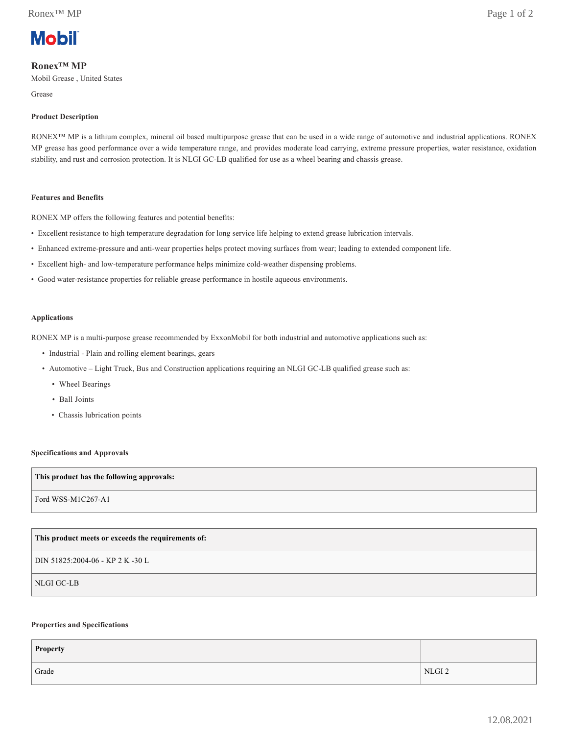Mobil

# Ronex™ MP

Mobil Grease , United States

Grease

### Product Description

RONEX™ MP is a lithium complex, mineral oil based multipurpose grease that can be used in a wide range of automotive and industrial applications. RONEX MP grease has good performance over a wide temperature range, and provides moderate load carrying, extreme pressure properties, water resistance, oxidation stability, and rust and corrosion protection. It is NLGI GC-LB qualified for use as a wheel bearing and chassis grease.

### Features and Benefits

RONEX MP offers the following features and potential benefits:

- Excellent resistance to high temperature degradation for long service life helping to extend grease lubrication intervals.
- Enhanced extreme-pressure and anti-wear properties helps protect moving surfaces from wear; leading to extended component life.
- Excellent high- and low-temperature performance helps minimize cold-weather dispensing problems.
- Good water-resistance properties for reliable grease performance in hostile aqueous environments.

### Applications

RONEX MP is a multi-purpose grease recommended by ExxonMobil for both industrial and automotive applications such as:

- Industrial - Plain and rolling element bearings, gears
- Automotive – Light Truck, Bus and Construction applications requiring an NLGI GC-LB qualified grease such as:
  - Wheel Bearings
  - Ball Joints
  - Chassis lubrication points

### Specifications and Approvals

| This product has the following approvals: |
|---|
| Ford WSS-M1C267-A1 |

| This product meets or exceeds the requirements of: |
|---|
| DIN 51825:2004-06 - KP 2 K -30 L |
| NLGI GC-LB |

### Properties and Specifications

| Property | |
|---|---|
| Grade | NLGI 2 |

12.08.2021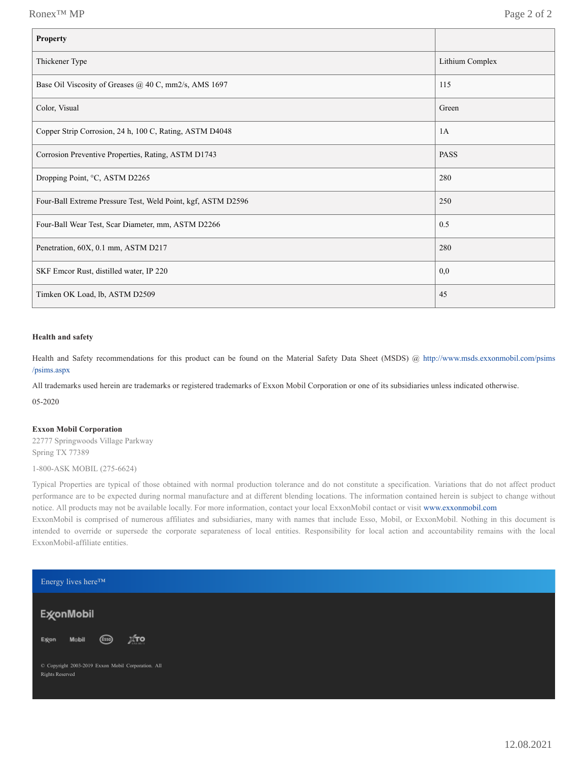| Property | |
|---|---|
| Thickener Type | Lithium Complex |
| Base Oil Viscosity of Greases @ 40 C, mm2/s, AMS 1697 | 115 |
| Color, Visual | Green |
| Copper Strip Corrosion, 24 h, 100 C, Rating, ASTM D4048 | 1A |
| Corrosion Preventive Properties, Rating, ASTM D1743 | PASS |
| Dropping Point, °C, ASTM D2265 | 280 |
| Four-Ball Extreme Pressure Test, Weld Point, kgf, ASTM D2596 | 250 |
| Four-Ball Wear Test, Scar Diameter, mm, ASTM D2266 | 0.5 |
| Penetration, 60X, 0.1 mm, ASTM D217 | 280 |
| SKF Emcor Rust, distilled water, IP 220 | 0,0 |
| Timken OK Load, lb, ASTM D2509 | 45 |

#### Health and safety

Health and Safety recommendations for this product can be found on the Material Safety Data Sheet (MSDS) @ http://www.msds.exxonmobil.com/psims/psims.aspx

All trademarks used herein are trademarks or registered trademarks of Exxon Mobil Corporation or one of its subsidiaries unless indicated otherwise.

05-2020

**Exxon Mobil Corporation**
22777 Springwoods Village Parkway
Spring TX 77389

1-800-ASK MOBIL (275-6624)

Typical Properties are typical of those obtained with normal production tolerance and do not constitute a specification. Variations that do not affect product performance are to be expected during normal manufacture and at different blending locations. The information contained herein is subject to change without notice. All products may not be available locally. For more information, contact your local ExxonMobil contact or visit www.exxonmobil.com
ExxonMobil is comprised of numerous affiliates and subsidiaries, many with names that include Esso, Mobil, or ExxonMobil. Nothing in this document is intended to override or supersede the corporate separateness of local entities. Responsibility for local action and accountability remains with the local ExxonMobil-affiliate entities.

Energy lives here™

ExxonMobil

Exxon Mobil Esso XTO

© Copyright 2003-2019 Exxon Mobil Corporation. All Rights Reserved

12.08.2021